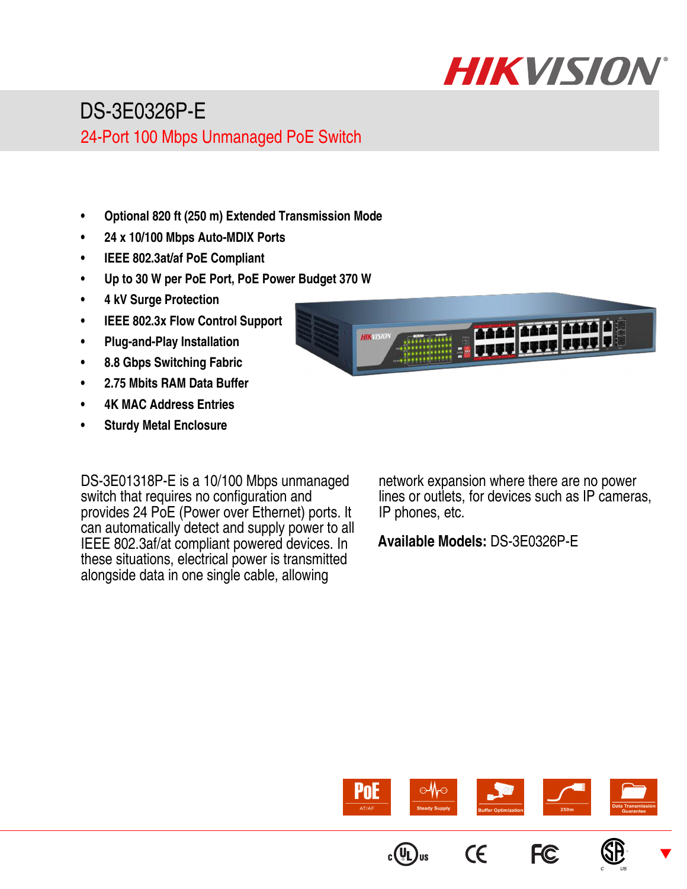# DS-3E0326P-E

## 24-Port 100 Mbps Unmanaged PoE Switch

- Optional 820 ft (250 m) Extended Transmission Mode
- 24 x 10/100 Mbps Auto-MDIX Ports
- IEEE 802.3at/af PoE Compliant
- Up to 30 W per PoE Port, PoE Power Budget 370 W
- 4 kV Surge Protection
- IEEE 802.3x Flow Control Support
- Plug-and-Play Installation
- 8.8 Gbps Switching Fabric
- 2.75 Mbits RAM Data Buffer
- 4K MAC Address Entries
- Sturdy Metal Enclosure

DS-3E01318P-E is a 10/100 Mbps unmanaged switch that requires no configuration and provides 24 PoE (Power over Ethernet) ports. It can automatically detect and supply power to all IEEE 802.3af/at compliant powered devices. In these situations, electrical power is transmitted alongside data in one single cable, allowing network expansion where there are no power lines or outlets, for devices such as IP cameras, IP phones, etc.

**Available Models:** DS-3E0326P-E

PoE AT/AF | Steady Supply | Buffer Optimization | 250m | Data Transmission Guarantee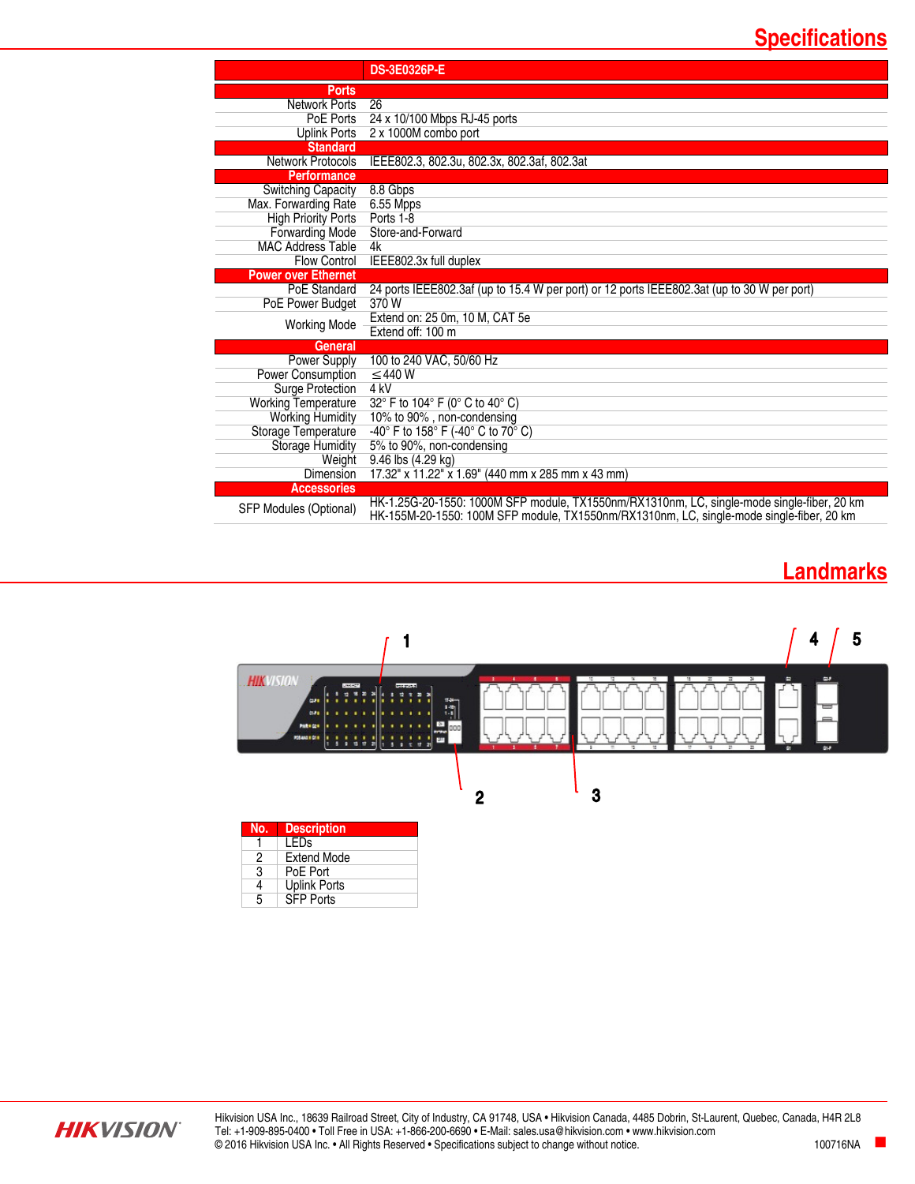## Specifications

| | DS-3E0326P-E |
|---|---|
| **Ports** | |
| Network Ports | 26 |
| PoE Ports | 24 x 10/100 Mbps RJ-45 ports |
| Uplink Ports | 2 x 1000M combo port |
| **Standard** | |
| Network Protocols | IEEE802.3, 802.3u, 802.3x, 802.3af, 802.3at |
| **Performance** | |
| Switching Capacity | 8.8 Gbps |
| Max. Forwarding Rate | 6.55 Mpps |
| High Priority Ports | Ports 1-8 |
| Forwarding Mode | Store-and-Forward |
| MAC Address Table | 4k |
| Flow Control | IEEE802.3x full duplex |
| **Power over Ethernet** | |
| PoE Standard | 24 ports IEEE802.3af (up to 15.4 W per port) or 12 ports IEEE802.3at (up to 30 W per port) |
| PoE Power Budget | 370 W |
| Working Mode | Extend on: 25 0m, 10 M, CAT 5e<br>Extend off: 100 m |
| **General** | |
| Power Supply | 100 to 240 VAC, 50/60 Hz |
| Power Consumption | ≤ 440 W |
| Surge Protection | 4 kV |
| Working Temperature | 32° F to 104° F (0° C to 40° C) |
| Working Humidity | 10% to 90% , non-condensing |
| Storage Temperature | -40° F to 158° F (-40° C to 70° C) |
| Storage Humidity | 5% to 90%, non-condensing |
| Weight | 9.46 lbs (4.29 kg) |
| Dimension | 17.32" x 11.22" x 1.69" (440 mm x 285 mm x 43 mm) |
| **Accessories** | |
| SFP Modules (Optional) | HK-1.25G-20-1550: 1000M SFP module, TX1550nm/RX1310nm, LC, single-mode single-fiber, 20 km<br>HK-155M-20-1550: 100M SFP module, TX1550nm/RX1310nm, LC, single-mode single-fiber, 20 km |

## Landmarks

1
4
5
2
3

| No. | Description |
|---|---|
| 1 | LEDs |
| 2 | Extend Mode |
| 3 | PoE Port |
| 4 | Uplink Ports |
| 5 | SFP Ports |

HIKVISION®

Hikvision USA Inc., 18639 Railroad Street, City of Industry, CA 91748, USA • Hikvision Canada, 4485 Dobrin, St-Laurent, Quebec, Canada, H4R 2L8
Tel: +1-909-895-0400 • Toll Free in USA: +1-866-200-6690 • E-Mail: sales.usa@hikvision.com • www.hikvision.com
© 2016 Hikvision USA Inc. • All Rights Reserved • Specifications subject to change without notice.

100716NA